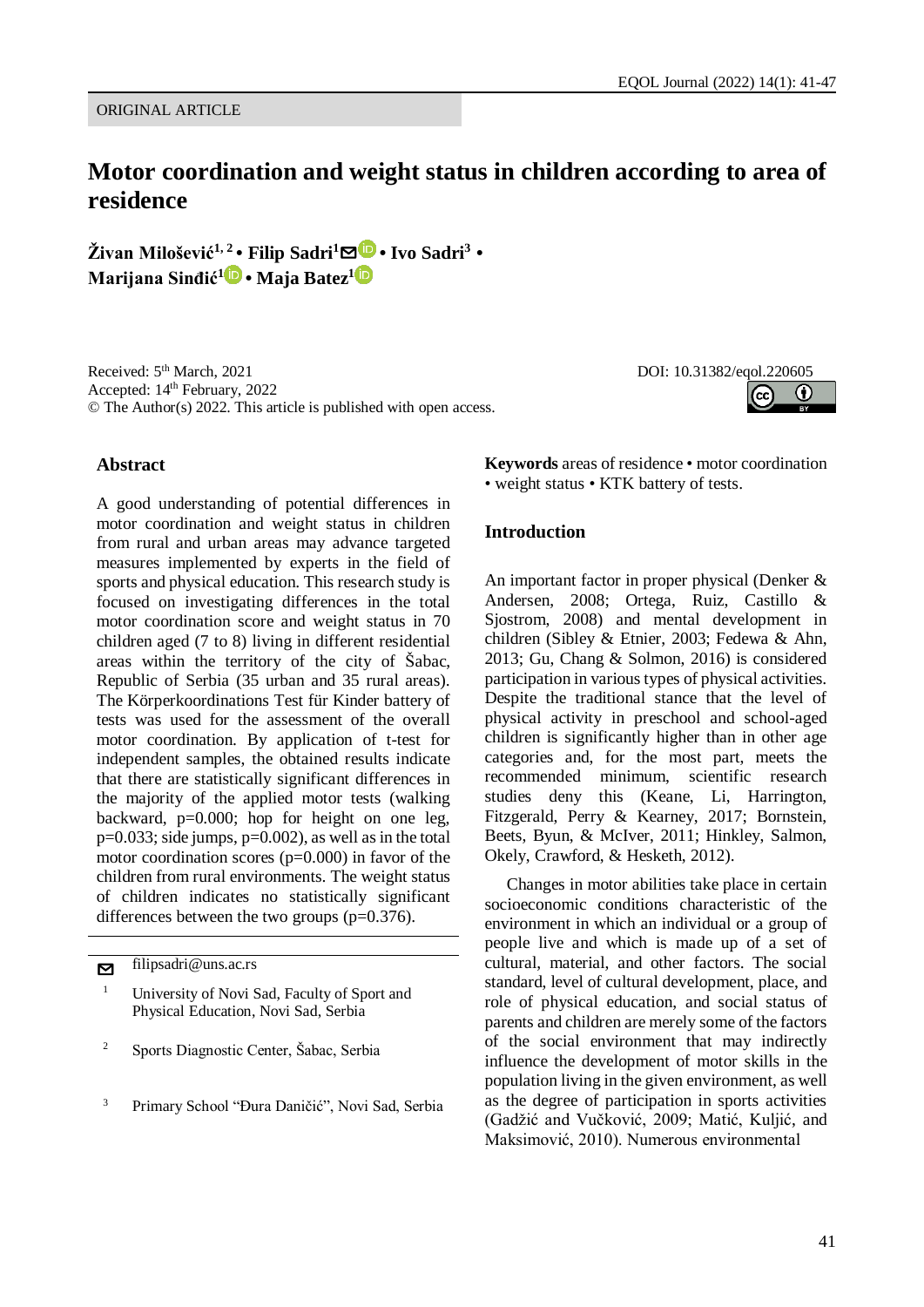ORIGINAL ARTICLE

# Motor coordination and weight status in children according to area of residence

**Živan Milošević[1, 2] • Filip Sadri[1] • Ivo Sadri[3] • Marijana Sinđić[1] • Maja Batez[1]**

Received: 5th March, 2021
Accepted: 14th February, 2022
© The Author(s) 2022. This article is published with open access.

DOI: 10.31382/eqol.220605

## Abstract

A good understanding of potential differences in motor coordination and weight status in children from rural and urban areas may advance targeted measures implemented by experts in the field of sports and physical education. This research study is focused on investigating differences in the total motor coordination score and weight status in 70 children aged (7 to 8) living in different residential areas within the territory of the city of Šabac, Republic of Serbia (35 urban and 35 rural areas). The Körperkoordinations Test für Kinder battery of tests was used for the assessment of the overall motor coordination. By application of t-test for independent samples, the obtained results indicate that there are statistically significant differences in the majority of the applied motor tests (walking backward, p=0.000; hop for height on one leg, p=0.033; side jumps, p=0.002), as well as in the total motor coordination scores (p=0.000) in favor of the children from rural environments. The weight status of children indicates no statistically significant differences between the two groups (p=0.376).

filipsadri@uns.ac.rs

[1] University of Novi Sad, Faculty of Sport and Physical Education, Novi Sad, Serbia

[2] Sports Diagnostic Center, Šabac, Serbia

[3] Primary School "Đura Daničić", Novi Sad, Serbia

**Keywords** areas of residence • motor coordination • weight status • KTK battery of tests.

## Introduction

An important factor in proper physical (Denker & Andersen, 2008; Ortega, Ruiz, Castillo & Sjostrom, 2008) and mental development in children (Sibley & Etnier, 2003; Fedewa & Ahn, 2013; Gu, Chang & Solmon, 2016) is considered participation in various types of physical activities. Despite the traditional stance that the level of physical activity in preschool and school-aged children is significantly higher than in other age categories and, for the most part, meets the recommended minimum, scientific research studies deny this (Keane, Li, Harrington, Fitzgerald, Perry & Kearney, 2017; Bornstein, Beets, Byun, & McIver, 2011; Hinkley, Salmon, Okely, Crawford, & Hesketh, 2012).

Changes in motor abilities take place in certain socioeconomic conditions characteristic of the environment in which an individual or a group of people live and which is made up of a set of cultural, material, and other factors. The social standard, level of cultural development, place, and role of physical education, and social status of parents and children are merely some of the factors of the social environment that may indirectly influence the development of motor skills in the population living in the given environment, as well as the degree of participation in sports activities (Gadžić and Vučković, 2009; Matić, Kuljić, and Maksimović, 2010). Numerous environmental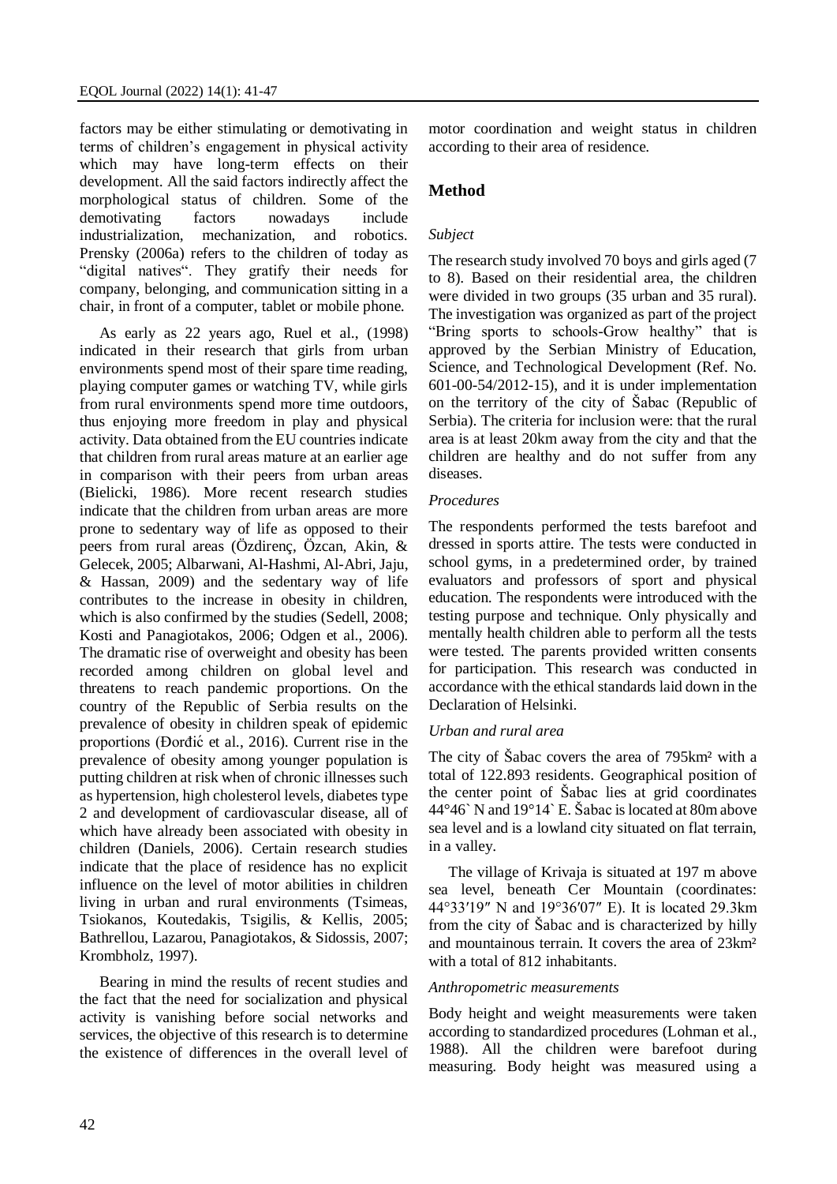factors may be either stimulating or demotivating in terms of children's engagement in physical activity which may have long-term effects on their development. All the said factors indirectly affect the morphological status of children. Some of the demotivating factors nowadays include industrialization, mechanization, and robotics. Prensky (2006a) refers to the children of today as "digital natives". They gratify their needs for company, belonging, and communication sitting in a chair, in front of a computer, tablet or mobile phone.

As early as 22 years ago, Ruel et al., (1998) indicated in their research that girls from urban environments spend most of their spare time reading, playing computer games or watching TV, while girls from rural environments spend more time outdoors, thus enjoying more freedom in play and physical activity. Data obtained from the EU countries indicate that children from rural areas mature at an earlier age in comparison with their peers from urban areas (Bielicki, 1986). More recent research studies indicate that the children from urban areas are more prone to sedentary way of life as opposed to their peers from rural areas (Özdirenç, Özcan, Akin, & Gelecek, 2005; Albarwani, Al-Hashmi, Al-Abri, Jaju, & Hassan, 2009) and the sedentary way of life contributes to the increase in obesity in children, which is also confirmed by the studies (Sedell, 2008; Kosti and Panagiotakos, 2006; Odgen et al., 2006). The dramatic rise of overweight and obesity has been recorded among children on global level and threatens to reach pandemic proportions. On the country of the Republic of Serbia results on the prevalence of obesity in children speak of epidemic proportions (Đorđić et al., 2016). Current rise in the prevalence of obesity among younger population is putting children at risk when of chronic illnesses such as hypertension, high cholesterol levels, diabetes type 2 and development of cardiovascular disease, all of which have already been associated with obesity in children (Daniels, 2006). Certain research studies indicate that the place of residence has no explicit influence on the level of motor abilities in children living in urban and rural environments (Tsimeas, Tsiokanos, Koutedakis, Tsigilis, & Kellis, 2005; Bathrellou, Lazarou, Panagiotakos, & Sidossis, 2007; Krombholz, 1997).

Bearing in mind the results of recent studies and the fact that the need for socialization and physical activity is vanishing before social networks and services, the objective of this research is to determine the existence of differences in the overall level of motor coordination and weight status in children according to their area of residence.

## Method

### *Subject*

The research study involved 70 boys and girls aged (7 to 8). Based on their residential area, the children were divided in two groups (35 urban and 35 rural). The investigation was organized as part of the project "Bring sports to schools-Grow healthy" that is approved by the Serbian Ministry of Education, Science, and Technological Development (Ref. No. 601-00-54/2012-15), and it is under implementation on the territory of the city of Šabac (Republic of Serbia). The criteria for inclusion were: that the rural area is at least 20km away from the city and that the children are healthy and do not suffer from any diseases.

### *Procedures*

The respondents performed the tests barefoot and dressed in sports attire. The tests were conducted in school gyms, in a predetermined order, by trained evaluators and professors of sport and physical education. The respondents were introduced with the testing purpose and technique. Only physically and mentally health children able to perform all the tests were tested. The parents provided written consents for participation. This research was conducted in accordance with the ethical standards laid down in the Declaration of Helsinki.

### *Urban and rural area*

The city of Šabac covers the area of 795km² with a total of 122.893 residents. Geographical position of the center point of Šabac lies at grid coordinates 44°46` N and 19°14` E. Šabac is located at 80m above sea level and is a lowland city situated on flat terrain, in a valley.

The village of Krivaja is situated at 197 m above sea level, beneath Cer Mountain (coordinates: 44°33′19″ N and 19°36′07″ E). It is located 29.3km from the city of Šabac and is characterized by hilly and mountainous terrain. It covers the area of 23km² with a total of 812 inhabitants.

### *Anthropometric measurements*

Body height and weight measurements were taken according to standardized procedures (Lohman et al., 1988). All the children were barefoot during measuring. Body height was measured using a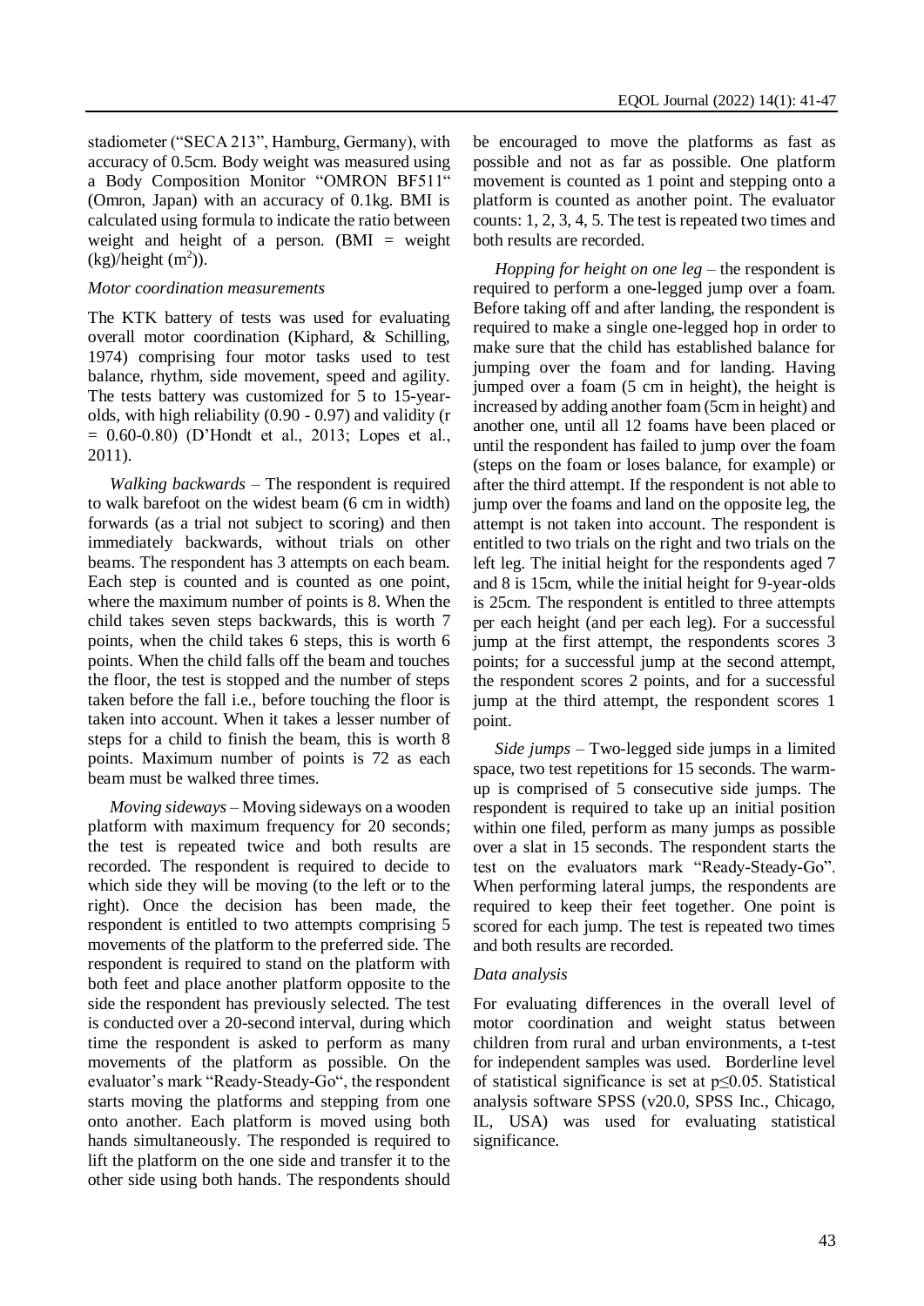stadiometer (“SECA 213”, Hamburg, Germany), with accuracy of 0.5cm. Body weight was measured using a Body Composition Monitor “OMRON BF511“ (Omron, Japan) with an accuracy of 0.1kg. BMI is calculated using formula to indicate the ratio between weight and height of a person. (BMI = weight (kg)/height ($m^2$)).

### *Motor coordination measurements*

The KTK battery of tests was used for evaluating overall motor coordination (Kiphard, & Schilling, 1974) comprising four motor tasks used to test balance, rhythm, side movement, speed and agility. The tests battery was customized for 5 to 15-year-olds, with high reliability (0.90 - 0.97) and validity (r = 0.60-0.80) (D’Hondt et al., 2013; Lopes et al., 2011).

*Walking backwards* – The respondent is required to walk barefoot on the widest beam (6 cm in width) forwards (as a trial not subject to scoring) and then immediately backwards, without trials on other beams. The respondent has 3 attempts on each beam. Each step is counted and is counted as one point, where the maximum number of points is 8. When the child takes seven steps backwards, this is worth 7 points, when the child takes 6 steps, this is worth 6 points. When the child falls off the beam and touches the floor, the test is stopped and the number of steps taken before the fall i.e., before touching the floor is taken into account. When it takes a lesser number of steps for a child to finish the beam, this is worth 8 points. Maximum number of points is 72 as each beam must be walked three times.

*Moving sideways* – Moving sideways on a wooden platform with maximum frequency for 20 seconds; the test is repeated twice and both results are recorded. The respondent is required to decide to which side they will be moving (to the left or to the right). Once the decision has been made, the respondent is entitled to two attempts comprising 5 movements of the platform to the preferred side. The respondent is required to stand on the platform with both feet and place another platform opposite to the side the respondent has previously selected. The test is conducted over a 20-second interval, during which time the respondent is asked to perform as many movements of the platform as possible. On the evaluator’s mark “Ready-Steady-Go“, the respondent starts moving the platforms and stepping from one onto another. Each platform is moved using both hands simultaneously. The responded is required to lift the platform on the one side and transfer it to the other side using both hands. The respondents should be encouraged to move the platforms as fast as possible and not as far as possible. One platform movement is counted as 1 point and stepping onto a platform is counted as another point. The evaluator counts: 1, 2, 3, 4, 5. The test is repeated two times and both results are recorded.

*Hopping for height on one leg* – the respondent is required to perform a one-legged jump over a foam. Before taking off and after landing, the respondent is required to make a single one-legged hop in order to make sure that the child has established balance for jumping over the foam and for landing. Having jumped over a foam (5 cm in height), the height is increased by adding another foam (5cm in height) and another one, until all 12 foams have been placed or until the respondent has failed to jump over the foam (steps on the foam or loses balance, for example) or after the third attempt. If the respondent is not able to jump over the foams and land on the opposite leg, the attempt is not taken into account. The respondent is entitled to two trials on the right and two trials on the left leg. The initial height for the respondents aged 7 and 8 is 15cm, while the initial height for 9-year-olds is 25cm. The respondent is entitled to three attempts per each height (and per each leg). For a successful jump at the first attempt, the respondents scores 3 points; for a successful jump at the second attempt, the respondent scores 2 points, and for a successful jump at the third attempt, the respondent scores 1 point.

*Side jumps* – Two-legged side jumps in a limited space, two test repetitions for 15 seconds. The warm-up is comprised of 5 consecutive side jumps. The respondent is required to take up an initial position within one filed, perform as many jumps as possible over a slat in 15 seconds. The respondent starts the test on the evaluators mark “Ready-Steady-Go”. When performing lateral jumps, the respondents are required to keep their feet together. One point is scored for each jump. The test is repeated two times and both results are recorded.

### *Data analysis*

For evaluating differences in the overall level of motor coordination and weight status between children from rural and urban environments, a t-test for independent samples was used. Borderline level of statistical significance is set at $p \leq 0.05$. Statistical analysis software SPSS (v20.0, SPSS Inc., Chicago, IL, USA) was used for evaluating statistical significance.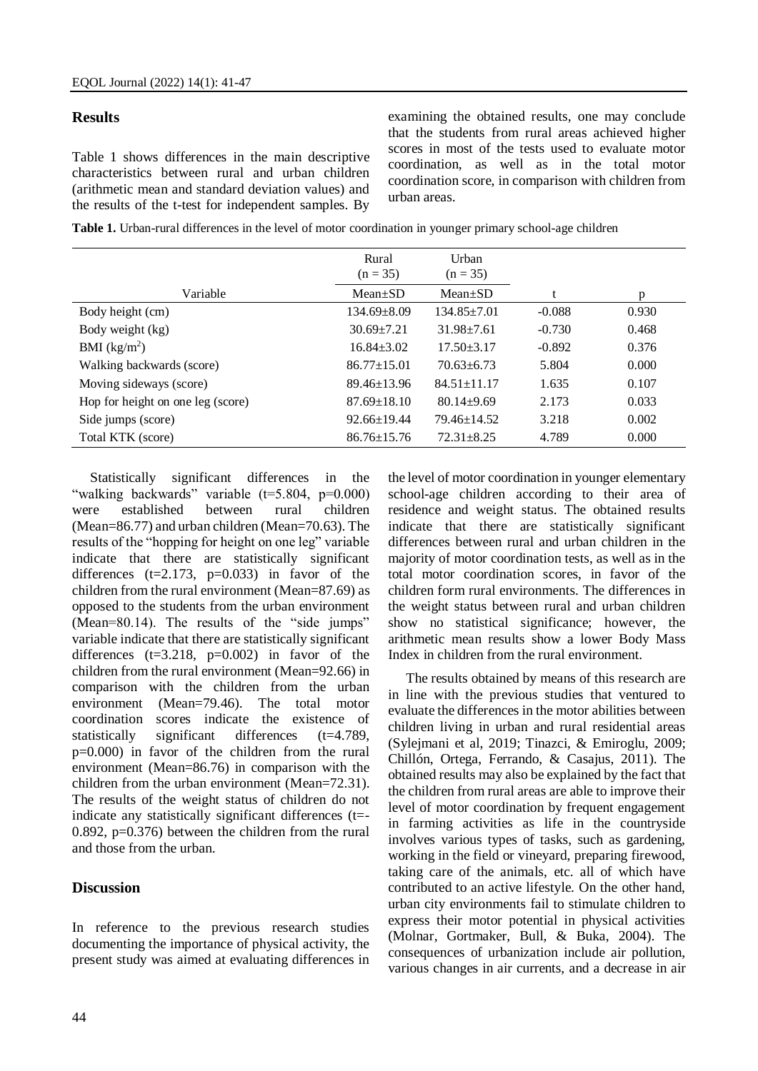## Results

Table 1 shows differences in the main descriptive characteristics between rural and urban children (arithmetic mean and standard deviation values) and the results of the t-test for independent samples. By examining the obtained results, one may conclude that the students from rural areas achieved higher scores in most of the tests used to evaluate motor coordination, as well as in the total motor coordination score, in comparison with children from urban areas.

**Table 1.** Urban-rural differences in the level of motor coordination in younger primary school-age children

| Variable | Rural (n = 35) Mean±SD | Urban (n = 35) Mean±SD | t | p |
|---|---|---|---|---|
| Body height (cm) | 134.69±8.09 | 134.85±7.01 | -0.088 | 0.930 |
| Body weight (kg) | 30.69±7.21 | 31.98±7.61 | -0.730 | 0.468 |
| BMI ($kg/m^2$) | 16.84±3.02 | 17.50±3.17 | -0.892 | 0.376 |
| Walking backwards (score) | 86.77±15.01 | 70.63±6.73 | 5.804 | 0.000 |
| Moving sideways (score) | 89.46±13.96 | 84.51±11.17 | 1.635 | 0.107 |
| Hop for height on one leg (score) | 87.69±18.10 | 80.14±9.69 | 2.173 | 0.033 |
| Side jumps (score) | 92.66±19.44 | 79.46±14.52 | 3.218 | 0.002 |
| Total KTK (score) | 86.76±15.76 | 72.31±8.25 | 4.789 | 0.000 |

Statistically significant differences in the "walking backwards" variable (t=5.804, p=0.000) were established between rural children (Mean=86.77) and urban children (Mean=70.63). The results of the "hopping for height on one leg" variable indicate that there are statistically significant differences (t=2.173, p=0.033) in favor of the children from the rural environment (Mean=87.69) as opposed to the students from the urban environment (Mean=80.14). The results of the "side jumps" variable indicate that there are statistically significant differences (t=3.218, p=0.002) in favor of the children from the rural environment (Mean=92.66) in comparison with the children from the urban environment (Mean=79.46). The total motor coordination scores indicate the existence of statistically significant differences (t=4.789, p=0.000) in favor of the children from the rural environment (Mean=86.76) in comparison with the children from the urban environment (Mean=72.31). The results of the weight status of children do not indicate any statistically significant differences (t=-0.892, p=0.376) between the children from the rural and those from the urban.

## Discussion

In reference to the previous research studies documenting the importance of physical activity, the present study was aimed at evaluating differences in the level of motor coordination in younger elementary school-age children according to their area of residence and weight status. The obtained results indicate that there are statistically significant differences between rural and urban children in the majority of motor coordination tests, as well as in the total motor coordination scores, in favor of the children form rural environments. The differences in the weight status between rural and urban children show no statistical significance; however, the arithmetic mean results show a lower Body Mass Index in children from the rural environment.

The results obtained by means of this research are in line with the previous studies that ventured to evaluate the differences in the motor abilities between children living in urban and rural residential areas (Sylejmani et al, 2019; Tinazci, & Emiroglu, 2009; Chillón, Ortega, Ferrando, & Casajus, 2011). The obtained results may also be explained by the fact that the children from rural areas are able to improve their level of motor coordination by frequent engagement in farming activities as life in the countryside involves various types of tasks, such as gardening, working in the field or vineyard, preparing firewood, taking care of the animals, etc. all of which have contributed to an active lifestyle. On the other hand, urban city environments fail to stimulate children to express their motor potential in physical activities (Molnar, Gortmaker, Bull, & Buka, 2004). The consequences of urbanization include air pollution, various changes in air currents, and a decrease in air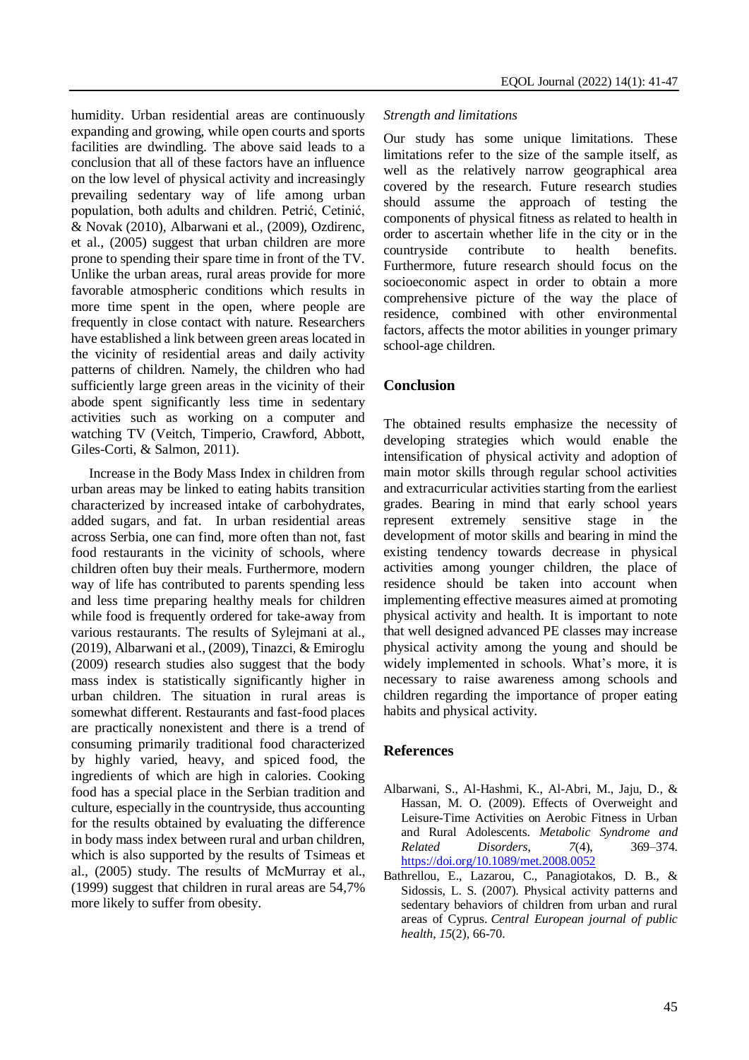humidity. Urban residential areas are continuously expanding and growing, while open courts and sports facilities are dwindling. The above said leads to a conclusion that all of these factors have an influence on the low level of physical activity and increasingly prevailing sedentary way of life among urban population, both adults and children. Petrić, Cetinić, & Novak (2010), Albarwani et al., (2009), Ozdirenc, et al., (2005) suggest that urban children are more prone to spending their spare time in front of the TV. Unlike the urban areas, rural areas provide for more favorable atmospheric conditions which results in more time spent in the open, where people are frequently in close contact with nature. Researchers have established a link between green areas located in the vicinity of residential areas and daily activity patterns of children. Namely, the children who had sufficiently large green areas in the vicinity of their abode spent significantly less time in sedentary activities such as working on a computer and watching TV (Veitch, Timperio, Crawford, Abbott, Giles-Corti, & Salmon, 2011).

Increase in the Body Mass Index in children from urban areas may be linked to eating habits transition characterized by increased intake of carbohydrates, added sugars, and fat. In urban residential areas across Serbia, one can find, more often than not, fast food restaurants in the vicinity of schools, where children often buy their meals. Furthermore, modern way of life has contributed to parents spending less and less time preparing healthy meals for children while food is frequently ordered for take-away from various restaurants. The results of Sylejmani at al., (2019), Albarwani et al., (2009), Tinazci, & Emiroglu (2009) research studies also suggest that the body mass index is statistically significantly higher in urban children. The situation in rural areas is somewhat different. Restaurants and fast-food places are practically nonexistent and there is a trend of consuming primarily traditional food characterized by highly varied, heavy, and spiced food, the ingredients of which are high in calories. Cooking food has a special place in the Serbian tradition and culture, especially in the countryside, thus accounting for the results obtained by evaluating the difference in body mass index between rural and urban children, which is also supported by the results of Tsimeas et al., (2005) study. The results of McMurray et al., (1999) suggest that children in rural areas are 54,7% more likely to suffer from obesity.

*Strength and limitations*

Our study has some unique limitations. These limitations refer to the size of the sample itself, as well as the relatively narrow geographical area covered by the research. Future research studies should assume the approach of testing the components of physical fitness as related to health in order to ascertain whether life in the city or in the countryside contribute to health benefits. Furthermore, future research should focus on the socioeconomic aspect in order to obtain a more comprehensive picture of the way the place of residence, combined with other environmental factors, affects the motor abilities in younger primary school-age children.

## Conclusion

The obtained results emphasize the necessity of developing strategies which would enable the intensification of physical activity and adoption of main motor skills through regular school activities and extracurricular activities starting from the earliest grades. Bearing in mind that early school years represent extremely sensitive stage in the development of motor skills and bearing in mind the existing tendency towards decrease in physical activities among younger children, the place of residence should be taken into account when implementing effective measures aimed at promoting physical activity and health. It is important to note that well designed advanced PE classes may increase physical activity among the young and should be widely implemented in schools. What's more, it is necessary to raise awareness among schools and children regarding the importance of proper eating habits and physical activity.

## References

- Albarwani, S., Al-Hashmi, K., Al-Abri, M., Jaju, D., & Hassan, M. O. (2009). Effects of Overweight and Leisure-Time Activities on Aerobic Fitness in Urban and Rural Adolescents. *Metabolic Syndrome and Related Disorders*, *7*(4), 369–374. https://doi.org/10.1089/met.2008.0052
- Bathrellou, E., Lazarou, C., Panagiotakos, D. B., & Sidossis, L. S. (2007). Physical activity patterns and sedentary behaviors of children from urban and rural areas of Cyprus. *Central European journal of public health*, *15*(2), 66-70.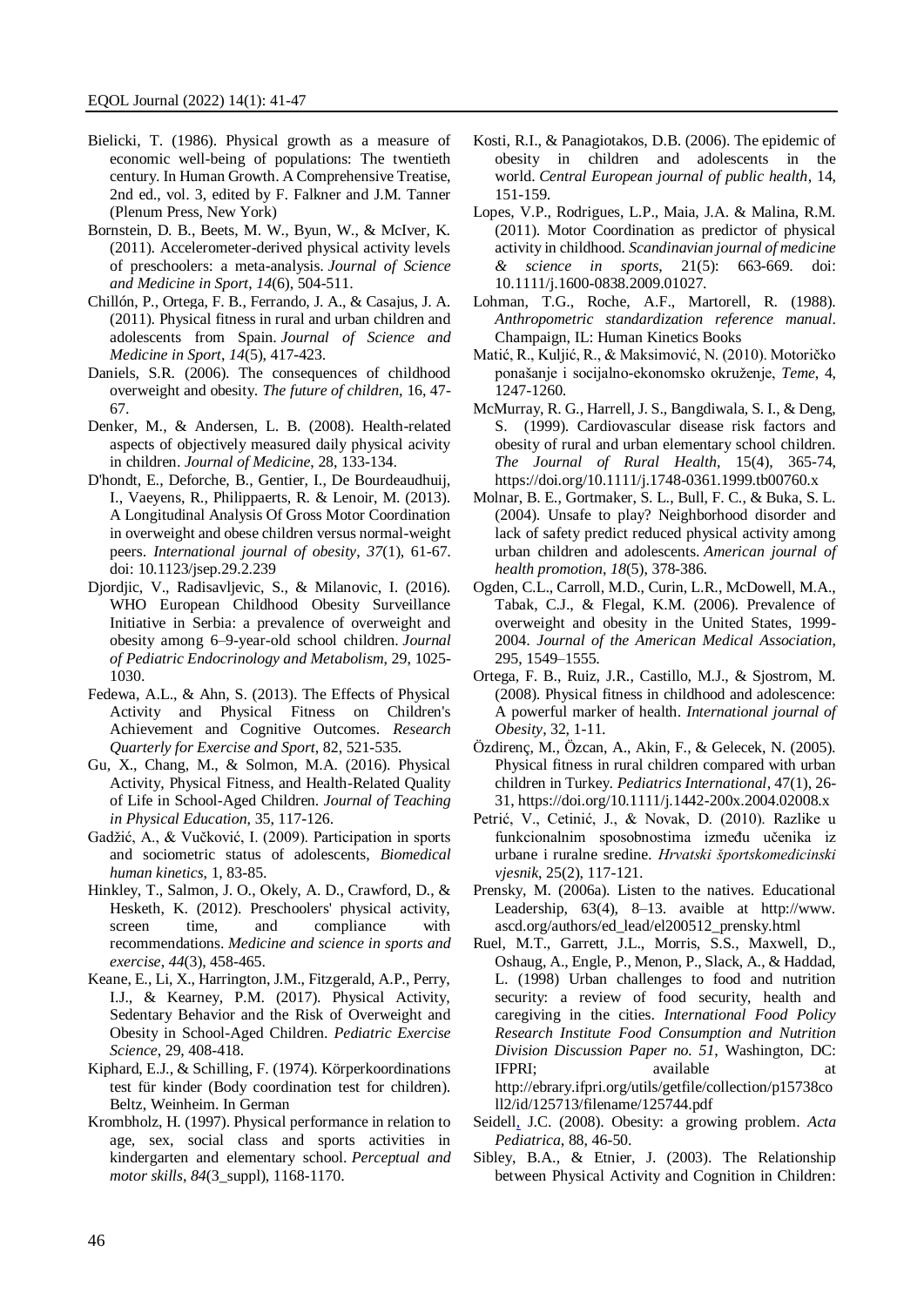Bielicki, T. (1986). Physical growth as a measure of economic well-being of populations: The twentieth century. In Human Growth. A Comprehensive Treatise, 2nd ed., vol. 3, edited by F. Falkner and J.M. Tanner (Plenum Press, New York)

Bornstein, D. B., Beets, M. W., Byun, W., & McIver, K. (2011). Accelerometer-derived physical activity levels of preschoolers: a meta-analysis. *Journal of Science and Medicine in Sport*, *14*(6), 504-511.

Chillón, P., Ortega, F. B., Ferrando, J. A., & Casajus, J. A. (2011). Physical fitness in rural and urban children and adolescents from Spain. *Journal of Science and Medicine in Sport*, *14*(5), 417-423.

Daniels, S.R. (2006). The consequences of childhood overweight and obesity. *The future of children*, 16, 47-67.

Denker, M., & Andersen, L. B. (2008). Health-related aspects of objectively measured daily physical acivity in children. *Journal of Medicine*, 28, 133-134.

D'hondt, E., Deforche, B., Gentier, I., De Bourdeaudhuij, I., Vaeyens, R., Philippaerts, R. & Lenoir, M. (2013). A Longitudinal Analysis Of Gross Motor Coordination in overweight and obese children versus normal-weight peers. *International journal of obesity*, *37*(1), 61-67. doi: 10.1123/jsep.29.2.239

Djordjic, V., Radisavljevic, S., & Milanovic, I. (2016). WHO European Childhood Obesity Surveillance Initiative in Serbia: a prevalence of overweight and obesity among 6–9-year-old school children. *Journal of Pediatric Endocrinology and Metabolism*, 29, 1025-1030.

Fedewa, A.L., & Ahn, S. (2013). The Effects of Physical Activity and Physical Fitness on Children's Achievement and Cognitive Outcomes. *Research Quarterly for Exercise and Sport*, 82, 521-535.

Gu, X., Chang, M., & Solmon, M.A. (2016). Physical Activity, Physical Fitness, and Health-Related Quality of Life in School-Aged Children. *Journal of Teaching in Physical Education*, 35, 117-126.

Gadžić, A., & Vučković, I. (2009). Participation in sports and sociometric status of adolescents, *Biomedical human kinetics*, 1, 83-85.

Hinkley, T., Salmon, J. O., Okely, A. D., Crawford, D., & Hesketh, K. (2012). Preschoolers' physical activity, screen time, and compliance with recommendations. *Medicine and science in sports and exercise*, *44*(3), 458-465.

Keane, E., Li, X., Harrington, J.M., Fitzgerald, A.P., Perry, I.J., & Kearney, P.M. (2017). Physical Activity, Sedentary Behavior and the Risk of Overweight and Obesity in School-Aged Children. *Pediatric Exercise Science*, 29, 408-418.

Kiphard, E.J., & Schilling, F. (1974). Körperkoordinations test für kinder (Body coordination test for children). Beltz, Weinheim. In German

Krombholz, H. (1997). Physical performance in relation to age, sex, social class and sports activities in kindergarten and elementary school. *Perceptual and motor skills*, *84*(3_suppl), 1168-1170.

Kosti, R.I., & Panagiotakos, D.B. (2006). The epidemic of obesity in children and adolescents in the world. *Central European journal of public health*, 14, 151-159.

Lopes, V.P., Rodrigues, L.P., Maia, J.A. & Malina, R.M. (2011). Motor Coordination as predictor of physical activity in childhood. *Scandinavian journal of medicine & science in sports*, 21(5): 663-669. doi: 10.1111/j.1600-0838.2009.01027.

Lohman, T.G., Roche, A.F., Martorell, R. (1988). *Anthropometric standardization reference manual*. Champaign, IL: Human Kinetics Books

Matić, R., Kuljić, R., & Maksimović, N. (2010). Motoričko ponašanje i socijalno-ekonomsko okruženje, *Teme*, 4, 1247-1260.

McMurray, R. G., Harrell, J. S., Bangdiwala, S. I., & Deng, S. (1999). Cardiovascular disease risk factors and obesity of rural and urban elementary school children. *The Journal of Rural Health*, 15(4), 365-74, https://doi.org/10.1111/j.1748-0361.1999.tb00760.x

Molnar, B. E., Gortmaker, S. L., Bull, F. C., & Buka, S. L. (2004). Unsafe to play? Neighborhood disorder and lack of safety predict reduced physical activity among urban children and adolescents. *American journal of health promotion*, *18*(5), 378-386.

Ogden, C.L., Carroll, M.D., Curin, L.R., McDowell, M.A., Tabak, C.J., & Flegal, K.M. (2006). Prevalence of overweight and obesity in the United States, 1999-2004. *Journal of the American Medical Association*, 295, 1549–1555.

Ortega, F. B., Ruiz, J.R., Castillo, M.J., & Sjostrom, M. (2008). Physical fitness in childhood and adolescence: A powerful marker of health. *International journal of Obesity*, 32, 1-11.

Özdirenç, M., Özcan, A., Akin, F., & Gelecek, N. (2005). Physical fitness in rural children compared with urban children in Turkey. *Pediatrics International*, 47(1), 26-31, https://doi.org/10.1111/j.1442-200x.2004.02008.x

Petrić, V., Cetinić, J., & Novak, D. (2010). Razlike u funkcionalnim sposobnostima između učenika iz urbane i ruralne sredine. *Hrvatski športskomedicinski vjesnik*, 25(2), 117-121.

Prensky, M. (2006a). Listen to the natives. Educational Leadership, 63(4), 8–13. avaible at http://www.ascd.org/authors/ed_lead/el200512_prensky.html

Ruel, M.T., Garrett, J.L., Morris, S.S., Maxwell, D., Oshaug, A., Engle, P., Menon, P., Slack, A., & Haddad, L. (1998) Urban challenges to food and nutrition security: a review of food security, health and caregiving in the cities. *International Food Policy Research Institute Food Consumption and Nutrition Division Discussion Paper no. 51*, Washington, DC: IFPRI; available at http://ebrary.ifpri.org/utils/getfile/collection/p15738coll2/id/125713/filename/125744.pdf

Seidell, J.C. (2008). Obesity: a growing problem. *Acta Pediatrica*, 88, 46-50.

Sibley, B.A., & Etnier, J. (2003). The Relationship between Physical Activity and Cognition in Children: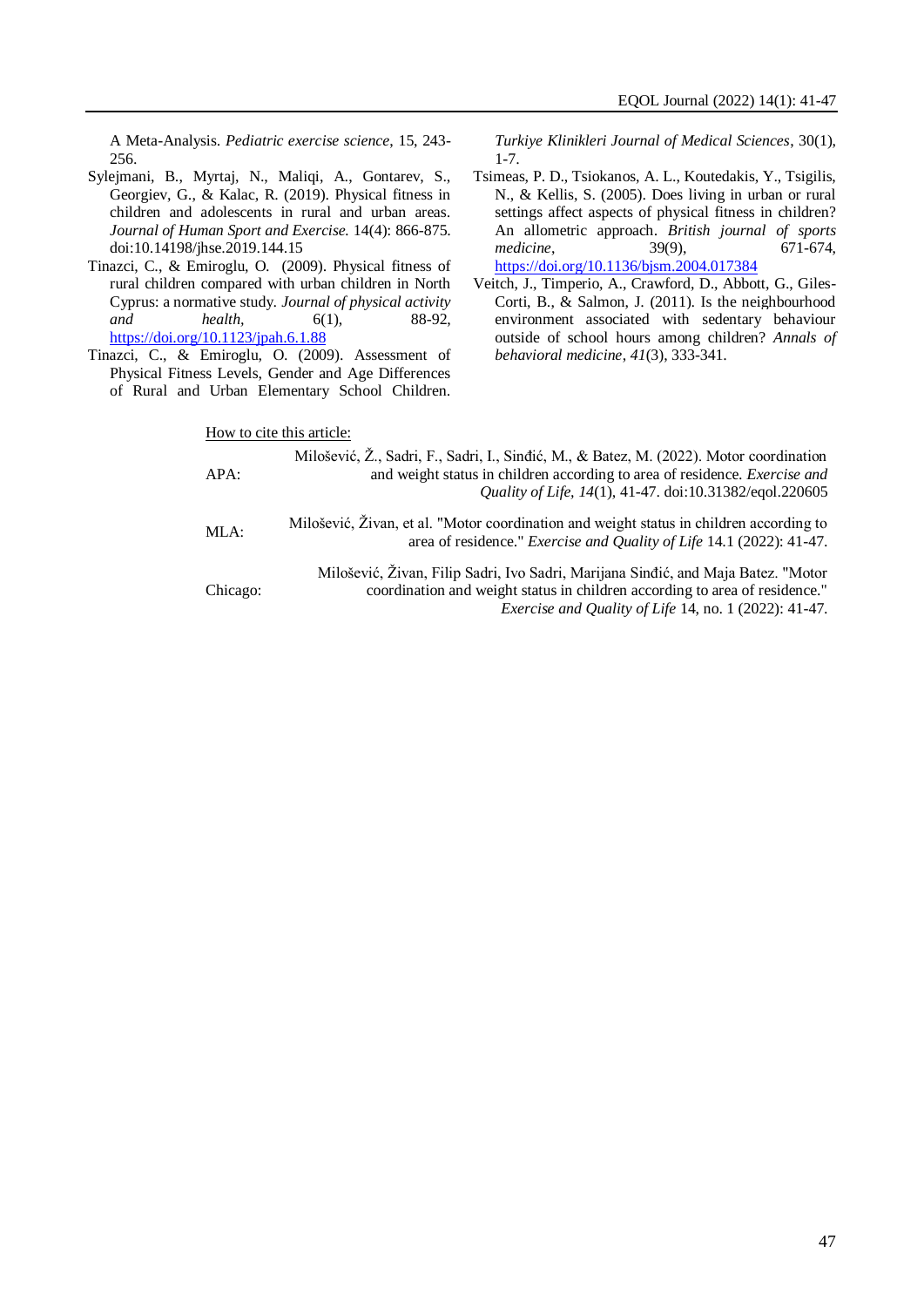A Meta-Analysis. *Pediatric exercise science*, 15, 243-256.

Sylejmani, B., Myrtaj, N., Maliqi, A., Gontarev, S., Georgiev, G., & Kalac, R. (2019). Physical fitness in children and adolescents in rural and urban areas. *Journal of Human Sport and Exercise.* 14(4): 866-875. doi:10.14198/jhse.2019.144.15

Tinazci, C., & Emiroglu, O. (2009). Physical fitness of rural children compared with urban children in North Cyprus: a normative study. *Journal of physical activity and health,* 6(1), 88-92, https://doi.org/10.1123/jpah.6.1.88

Tinazci, C., & Emiroglu, O. (2009). Assessment of Physical Fitness Levels, Gender and Age Differences of Rural and Urban Elementary School Children. *Turkiye Klinikleri Journal of Medical Sciences*, 30(1), 1-7.

Tsimeas, P. D., Tsiokanos, A. L., Koutedakis, Y., Tsigilis, N., & Kellis, S. (2005). Does living in urban or rural settings affect aspects of physical fitness in children? An allometric approach. *British journal of sports medicine*, 39(9), 671-674, https://doi.org/10.1136/bjsm.2004.017384

Veitch, J., Timperio, A., Crawford, D., Abbott, G., Giles-Corti, B., & Salmon, J. (2011). Is the neighbourhood environment associated with sedentary behaviour outside of school hours among children? *Annals of behavioral medicine*, *41*(3), 333-341.

How to cite this article:

APA: Milošević, Ž., Sadri, F., Sadri, I., Sinđić, M., & Batez, M. (2022). Motor coordination and weight status in children according to area of residence. *Exercise and Quality of Life, 14*(1), 41-47. doi:10.31382/eqol.220605

MLA: Milošević, Živan, et al. "Motor coordination and weight status in children according to area of residence." *Exercise and Quality of Life* 14.1 (2022): 41-47.

Chicago: Milošević, Živan, Filip Sadri, Ivo Sadri, Marijana Sinđić, and Maja Batez. "Motor coordination and weight status in children according to area of residence." *Exercise and Quality of Life* 14, no. 1 (2022): 41-47.